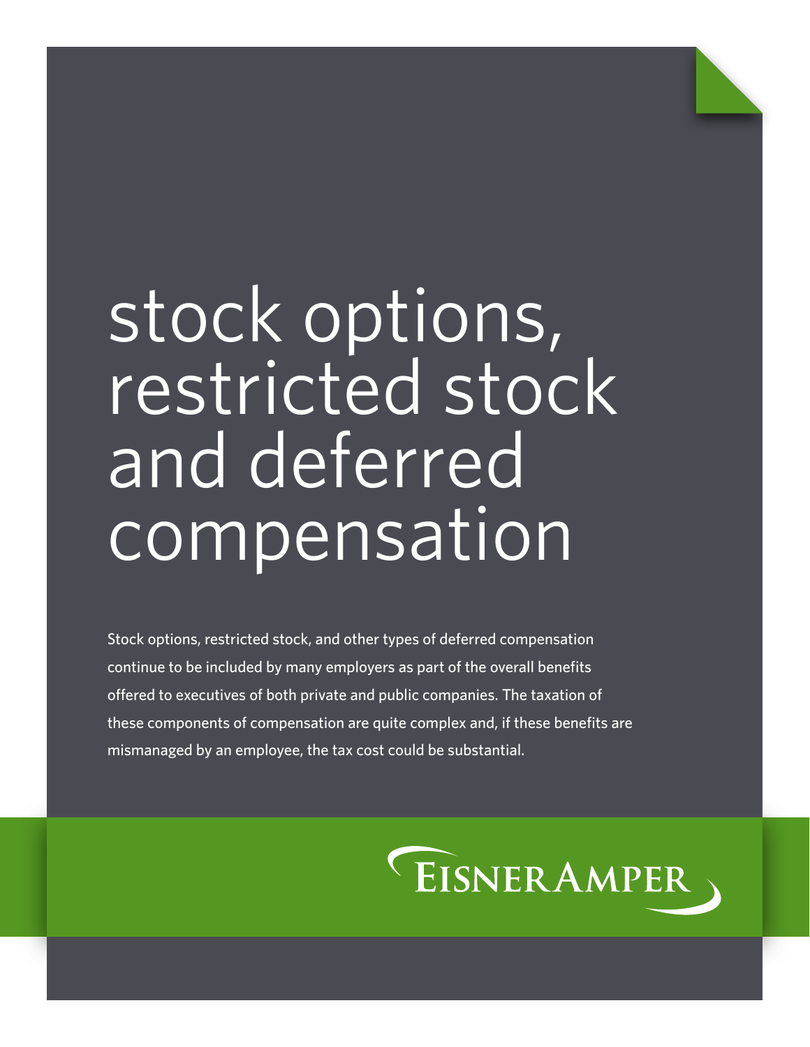# stock options, restricted stock and deferred compensation

Stock options, restricted stock, and other types of deferred compensation continue to be included by many employers as part of the overall benefits offered to executives of both private and public companies. The taxation of these components of compensation are quite complex and, if these benefits are mismanaged by an employee, the tax cost could be substantial.

EisnerAmper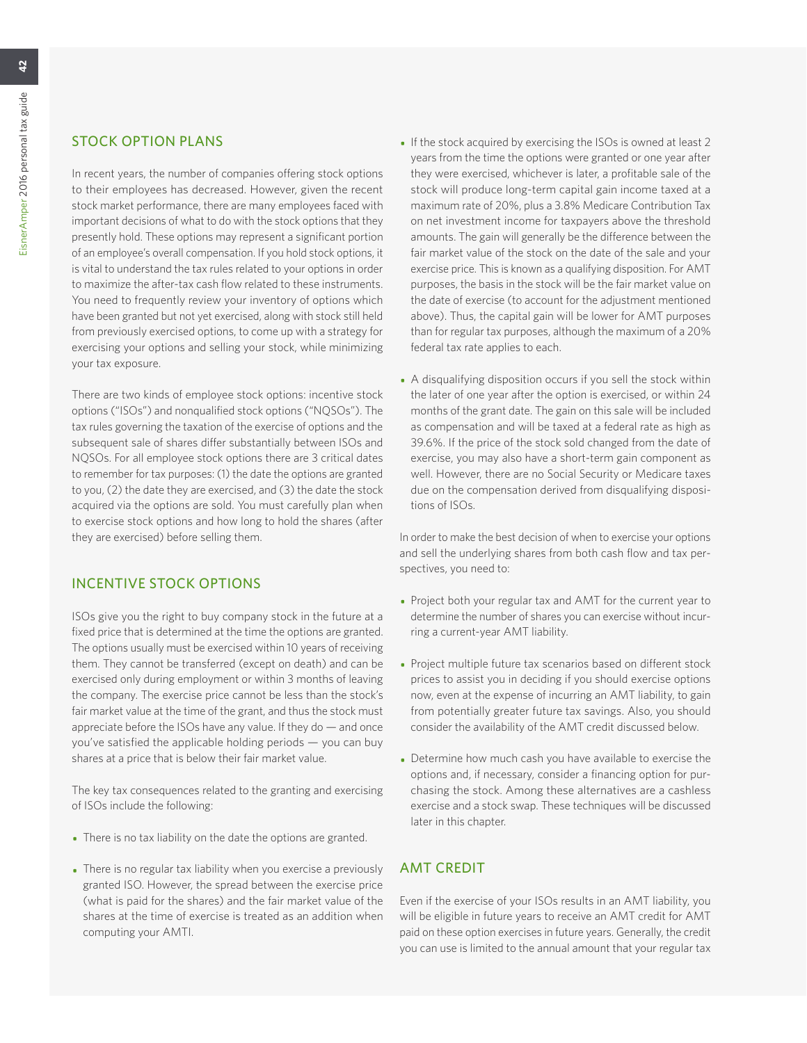## STOCK OPTION PLANS

In recent years, the number of companies offering stock options to their employees has decreased. However, given the recent stock market performance, there are many employees faced with important decisions of what to do with the stock options that they presently hold. These options may represent a significant portion of an employee's overall compensation. If you hold stock options, it is vital to understand the tax rules related to your options in order to maximize the after-tax cash flow related to these instruments. You need to frequently review your inventory of options which have been granted but not yet exercised, along with stock still held from previously exercised options, to come up with a strategy for exercising your options and selling your stock, while minimizing your tax exposure.

There are two kinds of employee stock options: incentive stock options ("ISOs") and nonqualified stock options ("NQSOs"). The tax rules governing the taxation of the exercise of options and the subsequent sale of shares differ substantially between ISOs and NQSOs. For all employee stock options there are 3 critical dates to remember for tax purposes: (1) the date the options are granted to you, (2) the date they are exercised, and (3) the date the stock acquired via the options are sold. You must carefully plan when to exercise stock options and how long to hold the shares (after they are exercised) before selling them.

## INCENTIVE STOCK OPTIONS

ISOs give you the right to buy company stock in the future at a fixed price that is determined at the time the options are granted. The options usually must be exercised within 10 years of receiving them. They cannot be transferred (except on death) and can be exercised only during employment or within 3 months of leaving the company. The exercise price cannot be less than the stock's fair market value at the time of the grant, and thus the stock must appreciate before the ISOs have any value. If they do — and once you've satisfied the applicable holding periods — you can buy shares at a price that is below their fair market value.

The key tax consequences related to the granting and exercising of ISOs include the following:

- There is no tax liability on the date the options are granted.
- There is no regular tax liability when you exercise a previously granted ISO. However, the spread between the exercise price (what is paid for the shares) and the fair market value of the shares at the time of exercise is treated as an addition when computing your AMTI.
- If the stock acquired by exercising the ISOs is owned at least 2 years from the time the options were granted or one year after they were exercised, whichever is later, a profitable sale of the stock will produce long-term capital gain income taxed at a maximum rate of 20%, plus a 3.8% Medicare Contribution Tax on net investment income for taxpayers above the threshold amounts. The gain will generally be the difference between the fair market value of the stock on the date of the sale and your exercise price. This is known as a qualifying disposition. For AMT purposes, the basis in the stock will be the fair market value on the date of exercise (to account for the adjustment mentioned above). Thus, the capital gain will be lower for AMT purposes than for regular tax purposes, although the maximum of a 20% federal tax rate applies to each.
- A disqualifying disposition occurs if you sell the stock within the later of one year after the option is exercised, or within 24 months of the grant date. The gain on this sale will be included as compensation and will be taxed at a federal rate as high as 39.6%. If the price of the stock sold changed from the date of exercise, you may also have a short-term gain component as well. However, there are no Social Security or Medicare taxes due on the compensation derived from disqualifying dispositions of ISOs.

In order to make the best decision of when to exercise your options and sell the underlying shares from both cash flow and tax perspectives, you need to:

- Project both your regular tax and AMT for the current year to determine the number of shares you can exercise without incurring a current-year AMT liability.
- Project multiple future tax scenarios based on different stock prices to assist you in deciding if you should exercise options now, even at the expense of incurring an AMT liability, to gain from potentially greater future tax savings. Also, you should consider the availability of the AMT credit discussed below.
- Determine how much cash you have available to exercise the options and, if necessary, consider a financing option for purchasing the stock. Among these alternatives are a cashless exercise and a stock swap. These techniques will be discussed later in this chapter.

## AMT CREDIT

Even if the exercise of your ISOs results in an AMT liability, you will be eligible in future years to receive an AMT credit for AMT paid on these option exercises in future years. Generally, the credit you can use is limited to the annual amount that your regular tax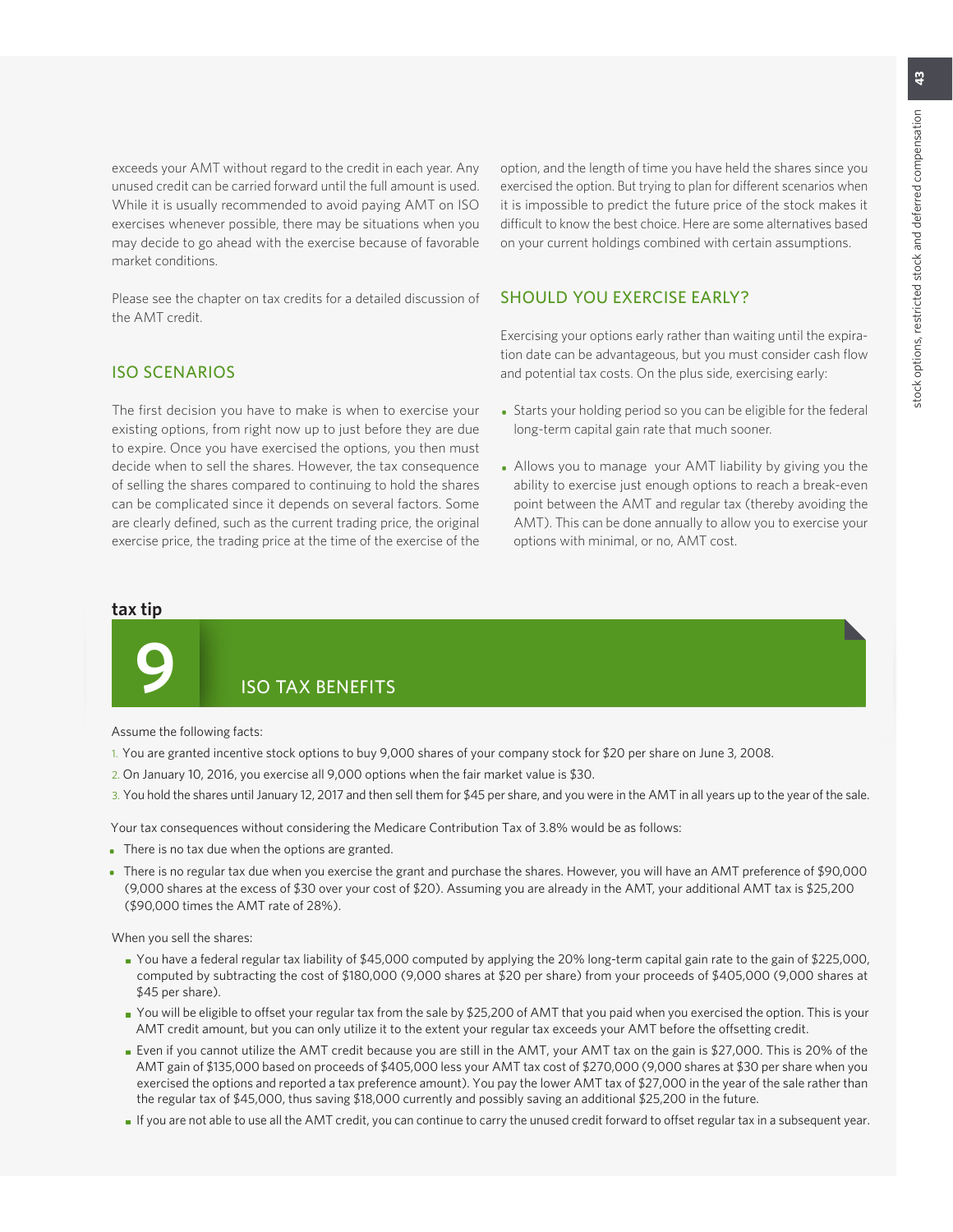exceeds your AMT without regard to the credit in each year. Any unused credit can be carried forward until the full amount is used. While it is usually recommended to avoid paying AMT on ISO exercises whenever possible, there may be situations when you may decide to go ahead with the exercise because of favorable market conditions.

Please see the chapter on tax credits for a detailed discussion of the AMT credit.

## ISO SCENARIOS

The first decision you have to make is when to exercise your existing options, from right now up to just before they are due to expire. Once you have exercised the options, you then must decide when to sell the shares. However, the tax consequence of selling the shares compared to continuing to hold the shares can be complicated since it depends on several factors. Some are clearly defined, such as the current trading price, the original exercise price, the trading price at the time of the exercise of the option, and the length of time you have held the shares since you exercised the option. But trying to plan for different scenarios when it is impossible to predict the future price of the stock makes it difficult to know the best choice. Here are some alternatives based on your current holdings combined with certain assumptions.

## SHOULD YOU EXERCISE EARLY?

Exercising your options early rather than waiting until the expiration date can be advantageous, but you must consider cash flow and potential tax costs. On the plus side, exercising early:

- Starts your holding period so you can be eligible for the federal long-term capital gain rate that much sooner.
- Allows you to manage your AMT liability by giving you the ability to exercise just enough options to reach a break-even point between the AMT and regular tax (thereby avoiding the AMT). This can be done annually to allow you to exercise your options with minimal, or no, AMT cost.

**tax tip**

## 9 ISO TAX BENEFITS

Assume the following facts:

1. You are granted incentive stock options to buy 9,000 shares of your company stock for $20 per share on June 3, 2008.
2. On January 10, 2016, you exercise all 9,000 options when the fair market value is $30.
3. You hold the shares until January 12, 2017 and then sell them for $45 per share, and you were in the AMT in all years up to the year of the sale.

Your tax consequences without considering the Medicare Contribution Tax of 3.8% would be as follows:

- There is no tax due when the options are granted.
- There is no regular tax due when you exercise the grant and purchase the shares. However, you will have an AMT preference of $90,000 (9,000 shares at the excess of $30 over your cost of $20). Assuming you are already in the AMT, your additional AMT tax is $25,200 ($90,000 times the AMT rate of 28%).

When you sell the shares:

- You have a federal regular tax liability of $45,000 computed by applying the 20% long-term capital gain rate to the gain of $225,000, computed by subtracting the cost of $180,000 (9,000 shares at $20 per share) from your proceeds of $405,000 (9,000 shares at $45 per share).
- You will be eligible to offset your regular tax from the sale by $25,200 of AMT that you paid when you exercised the option. This is your AMT credit amount, but you can only utilize it to the extent your regular tax exceeds your AMT before the offsetting credit.
- Even if you cannot utilize the AMT credit because you are still in the AMT, your AMT tax on the gain is $27,000. This is 20% of the AMT gain of $135,000 based on proceeds of $405,000 less your AMT tax cost of $270,000 (9,000 shares at $30 per share when you exercised the options and reported a tax preference amount). You pay the lower AMT tax of $27,000 in the year of the sale rather than the regular tax of $45,000, thus saving $18,000 currently and possibly saving an additional $25,200 in the future.
- If you are not able to use all the AMT credit, you can continue to carry the unused credit forward to offset regular tax in a subsequent year.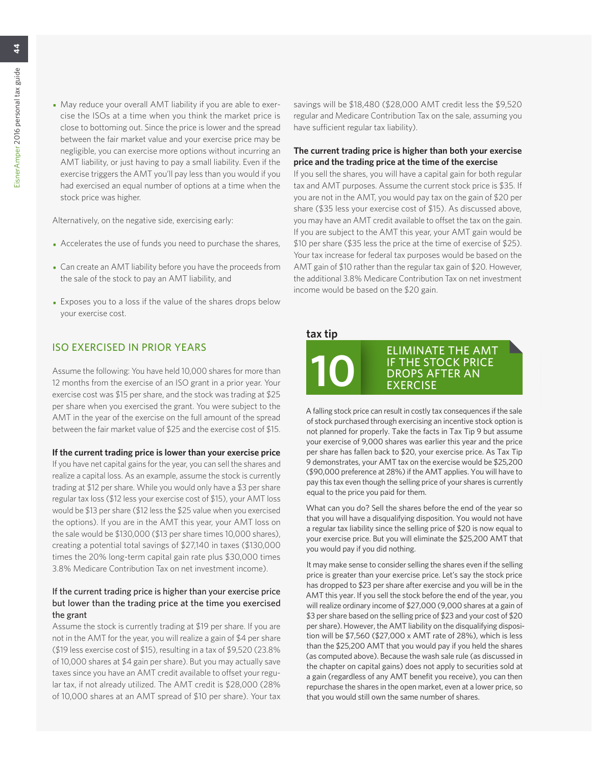- May reduce your overall AMT liability if you are able to exercise the ISOs at a time when you think the market price is close to bottoming out. Since the price is lower and the spread between the fair market value and your exercise price may be negligible, you can exercise more options without incurring an AMT liability, or just having to pay a small liability. Even if the exercise triggers the AMT you'll pay less than you would if you had exercised an equal number of options at a time when the stock price was higher.

Alternatively, on the negative side, exercising early:

- Accelerates the use of funds you need to purchase the shares,
- Can create an AMT liability before you have the proceeds from the sale of the stock to pay an AMT liability, and
- Exposes you to a loss if the value of the shares drops below your exercise cost.

## ISO EXERCISED IN PRIOR YEARS

Assume the following: You have held 10,000 shares for more than 12 months from the exercise of an ISO grant in a prior year. Your exercise cost was $15 per share, and the stock was trading at $25 per share when you exercised the grant. You were subject to the AMT in the year of the exercise on the full amount of the spread between the fair market value of $25 and the exercise cost of $15.

**If the current trading price is lower than your exercise price**

If you have net capital gains for the year, you can sell the shares and realize a capital loss. As an example, assume the stock is currently trading at $12 per share. While you would only have a $3 per share regular tax loss ($12 less your exercise cost of $15), your AMT loss would be $13 per share ($12 less the $25 value when you exercised the options). If you are in the AMT this year, your AMT loss on the sale would be $130,000 ($13 per share times 10,000 shares), creating a potential total savings of $27,140 in taxes ($130,000 times the 20% long-term capital gain rate plus $30,000 times 3.8% Medicare Contribution Tax on net investment income).

**If the current trading price is higher than your exercise price but lower than the trading price at the time you exercised the grant**

Assume the stock is currently trading at $19 per share. If you are not in the AMT for the year, you will realize a gain of $4 per share ($19 less exercise cost of $15), resulting in a tax of $9,520 (23.8% of 10,000 shares at $4 gain per share). But you may actually save taxes since you have an AMT credit available to offset your regular tax, if not already utilized. The AMT credit is $28,000 (28% of 10,000 shares at an AMT spread of $10 per share). Your tax savings will be $18,480 ($28,000 AMT credit less the $9,520 regular and Medicare Contribution Tax on the sale, assuming you have sufficient regular tax liability).

**The current trading price is higher than both your exercise price and the trading price at the time of the exercise**

If you sell the shares, you will have a capital gain for both regular tax and AMT purposes. Assume the current stock price is $35. If you are not in the AMT, you would pay tax on the gain of $20 per share ($35 less your exercise cost of $15). As discussed above, you may have an AMT credit available to offset the tax on the gain. If you are subject to the AMT this year, your AMT gain would be $10 per share ($35 less the price at the time of exercise of $25). Your tax increase for federal tax purposes would be based on the AMT gain of $10 rather than the regular tax gain of $20. However, the additional 3.8% Medicare Contribution Tax on net investment income would be based on the $20 gain.

### tax tip 10: ELIMINATE THE AMT IF THE STOCK PRICE DROPS AFTER AN EXERCISE

A falling stock price can result in costly tax consequences if the sale of stock purchased through exercising an incentive stock option is not planned for properly. Take the facts in Tax Tip 9 but assume your exercise of 9,000 shares was earlier this year and the price per share has fallen back to $20, your exercise price. As Tax Tip 9 demonstrates, your AMT tax on the exercise would be $25,200 ($90,000 preference at 28%) if the AMT applies. You will have to pay this tax even though the selling price of your shares is currently equal to the price you paid for them.

What can you do? Sell the shares before the end of the year so that you will have a disqualifying disposition. You would not have a regular tax liability since the selling price of $20 is now equal to your exercise price. But you will eliminate the $25,200 AMT that you would pay if you did nothing.

It may make sense to consider selling the shares even if the selling price is greater than your exercise price. Let's say the stock price has dropped to $23 per share after exercise and you will be in the AMT this year. If you sell the stock before the end of the year, you will realize ordinary income of $27,000 (9,000 shares at a gain of $3 per share based on the selling price of $23 and your cost of $20 per share). However, the AMT liability on the disqualifying disposition will be $7,560 ($27,000 x AMT rate of 28%), which is less than the $25,200 AMT that you would pay if you held the shares (as computed above). Because the wash sale rule (as discussed in the chapter on capital gains) does not apply to securities sold at a gain (regardless of any AMT benefit you receive), you can then repurchase the shares in the open market, even at a lower price, so that you would still own the same number of shares.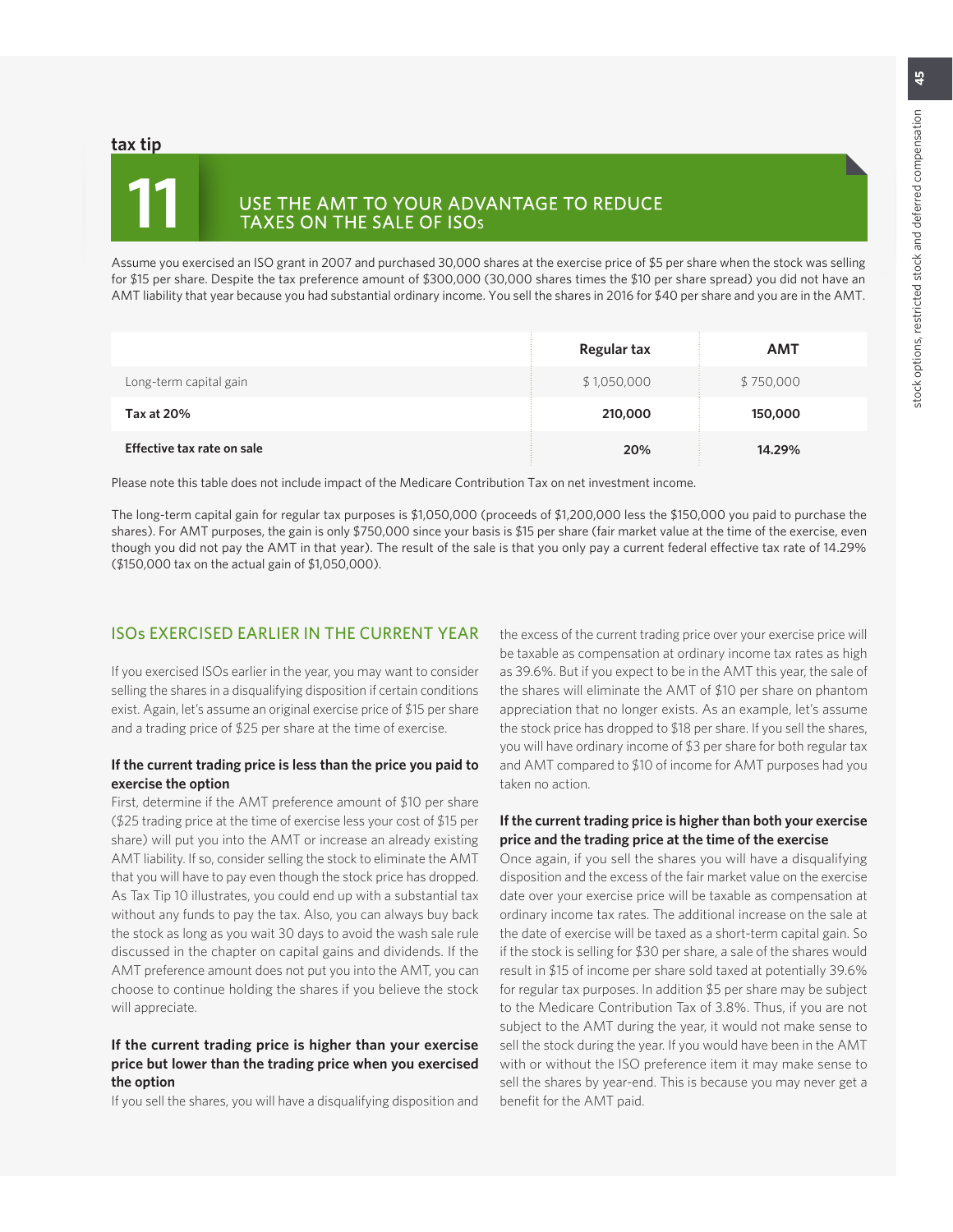**tax tip**

# 11 USE THE AMT TO YOUR ADVANTAGE TO REDUCE TAXES ON THE SALE OF ISOs

Assume you exercised an ISO grant in 2007 and purchased 30,000 shares at the exercise price of $5 per share when the stock was selling for $15 per share. Despite the tax preference amount of $300,000 (30,000 shares times the $10 per share spread) you did not have an AMT liability that year because you had substantial ordinary income. You sell the shares in 2016 for $40 per share and you are in the AMT.

| | Regular tax | AMT |
|---|---|---|
| Long-term capital gain | $ 1,050,000 | $ 750,000 |
| **Tax at 20%** | **210,000** | **150,000** |
| **Effective tax rate on sale** | **20%** | **14.29%** |

Please note this table does not include impact of the Medicare Contribution Tax on net investment income.

The long-term capital gain for regular tax purposes is $1,050,000 (proceeds of $1,200,000 less the $150,000 you paid to purchase the shares). For AMT purposes, the gain is only $750,000 since your basis is $15 per share (fair market value at the time of the exercise, even though you did not pay the AMT in that year). The result of the sale is that you only pay a current federal effective tax rate of 14.29% ($150,000 tax on the actual gain of $1,050,000).

## ISOs EXERCISED EARLIER IN THE CURRENT YEAR

If you exercised ISOs earlier in the year, you may want to consider selling the shares in a disqualifying disposition if certain conditions exist. Again, let's assume an original exercise price of $15 per share and a trading price of $25 per share at the time of exercise.

**If the current trading price is less than the price you paid to exercise the option**

First, determine if the AMT preference amount of $10 per share ($25 trading price at the time of exercise less your cost of $15 per share) will put you into the AMT or increase an already existing AMT liability. If so, consider selling the stock to eliminate the AMT that you will have to pay even though the stock price has dropped. As Tax Tip 10 illustrates, you could end up with a substantial tax without any funds to pay the tax. Also, you can always buy back the stock as long as you wait 30 days to avoid the wash sale rule discussed in the chapter on capital gains and dividends. If the AMT preference amount does not put you into the AMT, you can choose to continue holding the shares if you believe the stock will appreciate.

**If the current trading price is higher than your exercise price but lower than the trading price when you exercised the option**

If you sell the shares, you will have a disqualifying disposition and the excess of the current trading price over your exercise price will be taxable as compensation at ordinary income tax rates as high as 39.6%. But if you expect to be in the AMT this year, the sale of the shares will eliminate the AMT of $10 per share on phantom appreciation that no longer exists. As an example, let's assume the stock price has dropped to $18 per share. If you sell the shares, you will have ordinary income of $3 per share for both regular tax and AMT compared to $10 of income for AMT purposes had you taken no action.

**If the current trading price is higher than both your exercise price and the trading price at the time of the exercise**

Once again, if you sell the shares you will have a disqualifying disposition and the excess of the fair market value on the exercise date over your exercise price will be taxable as compensation at ordinary income tax rates. The additional increase on the sale at the date of exercise will be taxed as a short-term capital gain. So if the stock is selling for $30 per share, a sale of the shares would result in $15 of income per share sold taxed at potentially 39.6% for regular tax purposes. In addition $5 per share may be subject to the Medicare Contribution Tax of 3.8%. Thus, if you are not subject to the AMT during the year, it would not make sense to sell the stock during the year. If you would have been in the AMT with or without the ISO preference item it may make sense to sell the shares by year-end. This is because you may never get a benefit for the AMT paid.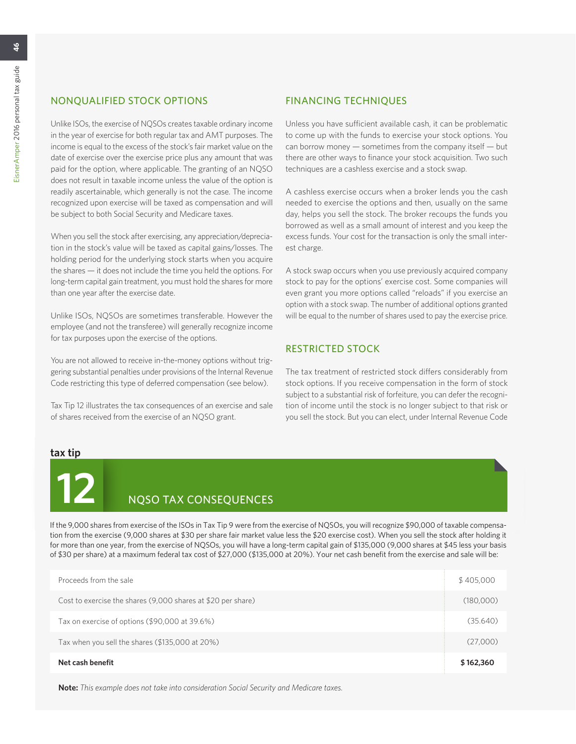## NONQUALIFIED STOCK OPTIONS

Unlike ISOs, the exercise of NQSOs creates taxable ordinary income in the year of exercise for both regular tax and AMT purposes. The income is equal to the excess of the stock's fair market value on the date of exercise over the exercise price plus any amount that was paid for the option, where applicable. The granting of an NQSO does not result in taxable income unless the value of the option is readily ascertainable, which generally is not the case. The income recognized upon exercise will be taxed as compensation and will be subject to both Social Security and Medicare taxes.

When you sell the stock after exercising, any appreciation/depreciation in the stock's value will be taxed as capital gains/losses. The holding period for the underlying stock starts when you acquire the shares — it does not include the time you held the options. For long-term capital gain treatment, you must hold the shares for more than one year after the exercise date.

Unlike ISOs, NQSOs are sometimes transferable. However the employee (and not the transferee) will generally recognize income for tax purposes upon the exercise of the options.

You are not allowed to receive in-the-money options without triggering substantial penalties under provisions of the Internal Revenue Code restricting this type of deferred compensation (see below).

Tax Tip 12 illustrates the tax consequences of an exercise and sale of shares received from the exercise of an NQSO grant.

## FINANCING TECHNIQUES

Unless you have sufficient available cash, it can be problematic to come up with the funds to exercise your stock options. You can borrow money — sometimes from the company itself — but there are other ways to finance your stock acquisition. Two such techniques are a cashless exercise and a stock swap.

A cashless exercise occurs when a broker lends you the cash needed to exercise the options and then, usually on the same day, helps you sell the stock. The broker recoups the funds you borrowed as well as a small amount of interest and you keep the excess funds. Your cost for the transaction is only the small interest charge.

A stock swap occurs when you use previously acquired company stock to pay for the options' exercise cost. Some companies will even grant you more options called "reloads" if you exercise an option with a stock swap. The number of additional options granted will be equal to the number of shares used to pay the exercise price.

## RESTRICTED STOCK

The tax treatment of restricted stock differs considerably from stock options. If you receive compensation in the form of stock subject to a substantial risk of forfeiture, you can defer the recognition of income until the stock is no longer subject to that risk or you sell the stock. But you can elect, under Internal Revenue Code

**tax tip**

### 12 NQSO TAX CONSEQUENCES

If the 9,000 shares from exercise of the ISOs in Tax Tip 9 were from the exercise of NQSOs, you will recognize $90,000 of taxable compensation from the exercise (9,000 shares at $30 per share fair market value less the $20 exercise cost). When you sell the stock after holding it for more than one year, from the exercise of NQSOs, you will have a long-term capital gain of $135,000 (9,000 shares at $45 less your basis of $30 per share) at a maximum federal tax cost of $27,000 ($135,000 at 20%). Your net cash benefit from the exercise and sale will be:

| | |
|---|---|
| Proceeds from the sale | $ 405,000 |
| Cost to exercise the shares (9,000 shares at $20 per share) | (180,000) |
| Tax on exercise of options ($90,000 at 39.6%) | (35.640) |
| Tax when you sell the shares ($135,000 at 20%) | (27,000) |
| **Net cash benefit** | **$ 162,360** |

**Note:** *This example does not take into consideration Social Security and Medicare taxes.*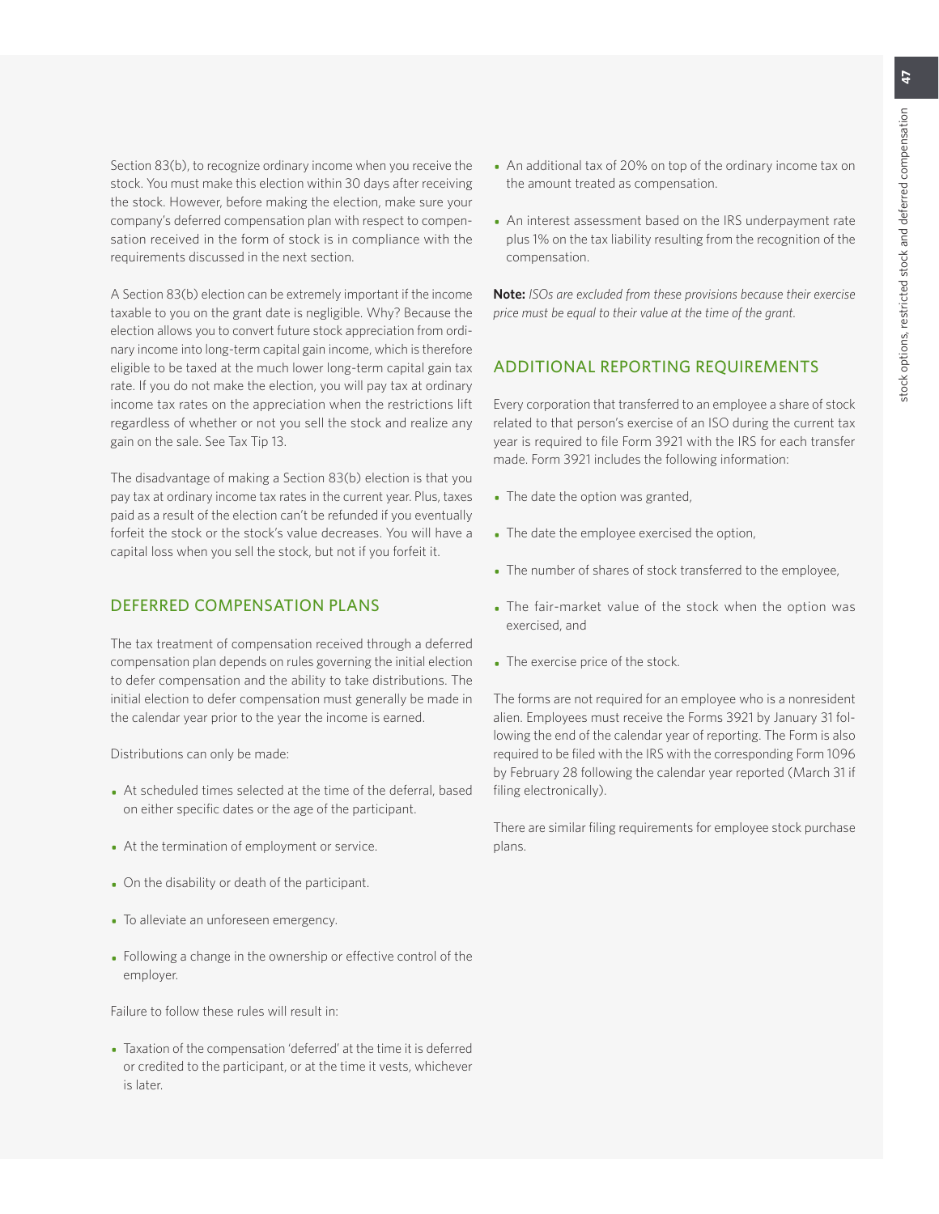Section 83(b), to recognize ordinary income when you receive the stock. You must make this election within 30 days after receiving the stock. However, before making the election, make sure your company's deferred compensation plan with respect to compensation received in the form of stock is in compliance with the requirements discussed in the next section.

A Section 83(b) election can be extremely important if the income taxable to you on the grant date is negligible. Why? Because the election allows you to convert future stock appreciation from ordinary income into long-term capital gain income, which is therefore eligible to be taxed at the much lower long-term capital gain tax rate. If you do not make the election, you will pay tax at ordinary income tax rates on the appreciation when the restrictions lift regardless of whether or not you sell the stock and realize any gain on the sale. See Tax Tip 13.

The disadvantage of making a Section 83(b) election is that you pay tax at ordinary income tax rates in the current year. Plus, taxes paid as a result of the election can't be refunded if you eventually forfeit the stock or the stock's value decreases. You will have a capital loss when you sell the stock, but not if you forfeit it.

## DEFERRED COMPENSATION PLANS

The tax treatment of compensation received through a deferred compensation plan depends on rules governing the initial election to defer compensation and the ability to take distributions. The initial election to defer compensation must generally be made in the calendar year prior to the year the income is earned.

Distributions can only be made:

- At scheduled times selected at the time of the deferral, based on either specific dates or the age of the participant.
- At the termination of employment or service.
- On the disability or death of the participant.
- To alleviate an unforeseen emergency.
- Following a change in the ownership or effective control of the employer.

Failure to follow these rules will result in:

- Taxation of the compensation 'deferred' at the time it is deferred or credited to the participant, or at the time it vests, whichever is later.
- An additional tax of 20% on top of the ordinary income tax on the amount treated as compensation.
- An interest assessment based on the IRS underpayment rate plus 1% on the tax liability resulting from the recognition of the compensation.

**Note:** *ISOs are excluded from these provisions because their exercise price must be equal to their value at the time of the grant.*

## ADDITIONAL REPORTING REQUIREMENTS

Every corporation that transferred to an employee a share of stock related to that person's exercise of an ISO during the current tax year is required to file Form 3921 with the IRS for each transfer made. Form 3921 includes the following information:

- The date the option was granted,
- The date the employee exercised the option,
- The number of shares of stock transferred to the employee,
- The fair-market value of the stock when the option was exercised, and
- The exercise price of the stock.

The forms are not required for an employee who is a nonresident alien. Employees must receive the Forms 3921 by January 31 following the end of the calendar year of reporting. The Form is also required to be filed with the IRS with the corresponding Form 1096 by February 28 following the calendar year reported (March 31 if filing electronically).

There are similar filing requirements for employee stock purchase plans.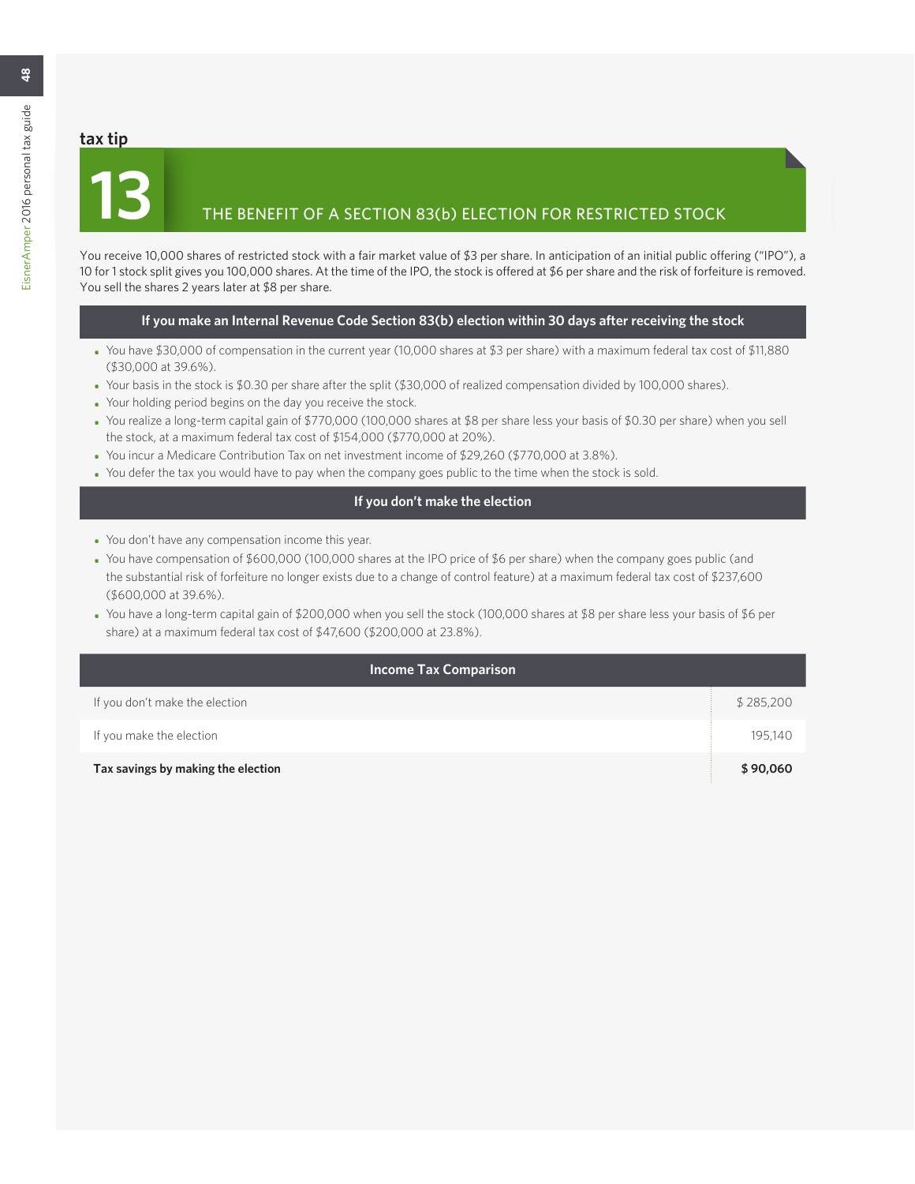tax tip

# 13 THE BENEFIT OF A SECTION 83(b) ELECTION FOR RESTRICTED STOCK

You receive 10,000 shares of restricted stock with a fair market value of $3 per share. In anticipation of an initial public offering ("IPO"), a 10 for 1 stock split gives you 100,000 shares. At the time of the IPO, the stock is offered at $6 per share and the risk of forfeiture is removed. You sell the shares 2 years later at $8 per share.

### If you make an Internal Revenue Code Section 83(b) election within 30 days after receiving the stock

- You have $30,000 of compensation in the current year (10,000 shares at $3 per share) with a maximum federal tax cost of $11,880 ($30,000 at 39.6%).
- Your basis in the stock is $0.30 per share after the split ($30,000 of realized compensation divided by 100,000 shares).
- Your holding period begins on the day you receive the stock.
- You realize a long-term capital gain of $770,000 (100,000 shares at $8 per share less your basis of $0.30 per share) when you sell the stock, at a maximum federal tax cost of $154,000 ($770,000 at 20%).
- You incur a Medicare Contribution Tax on net investment income of $29,260 ($770,000 at 3.8%).
- You defer the tax you would have to pay when the company goes public to the time when the stock is sold.

### If you don't make the election

- You don't have any compensation income this year.
- You have compensation of $600,000 (100,000 shares at the IPO price of $6 per share) when the company goes public (and the substantial risk of forfeiture no longer exists due to a change of control feature) at a maximum federal tax cost of $237,600 ($600,000 at 39.6%).
- You have a long-term capital gain of $200,000 when you sell the stock (100,000 shares at $8 per share less your basis of $6 per share) at a maximum federal tax cost of $47,600 ($200,000 at 23.8%).

| Income Tax Comparison | |
|---|---|
| If you don't make the election | $ 285,200 |
| If you make the election | 195,140 |
| **Tax savings by making the election** | **$ 90,060** |